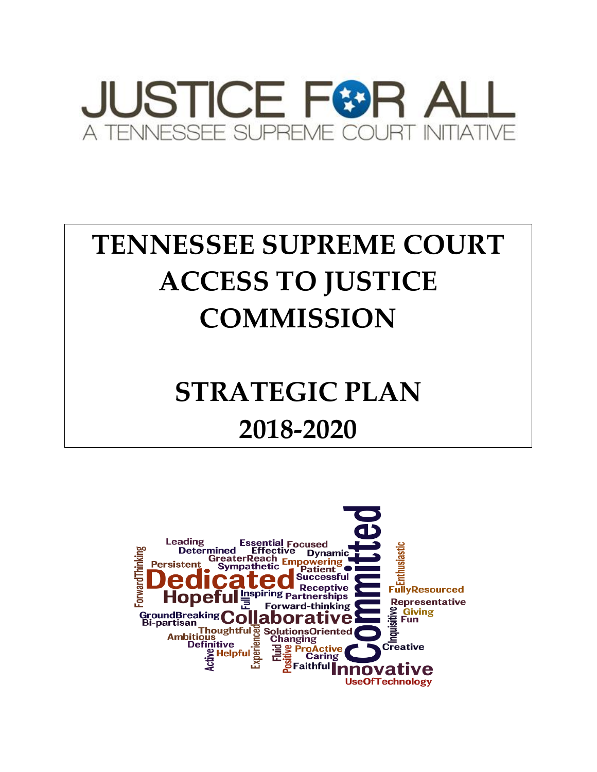# JUSTICE FOR ALL

A TENNESSEE SUPREME COURT INITIATIVE

# TENNESSEE SUPREME COURT ACCESS TO JUSTICE COMMISSION

# STRATEGIC PLAN 2018-2020

Leading Determined Essential Focused Effective Dynamic GreaterReach Empowering Persistent Sympathetic Patient ForwardThinking Dedicated Successful Receptive Committed Enthusiastic FullyResourced Hopeful Inspiring Partnerships Full Forward-thinking Representative GroundBreaking Bi-partisan Collaborative Inquisitive Giving Fun Thoughtful Ambitious Experienced SolutionsOriented Changing Definitive Active Helpful Fluid Positive ProActive Caring Creative Faithful Innovative UseOfTechnology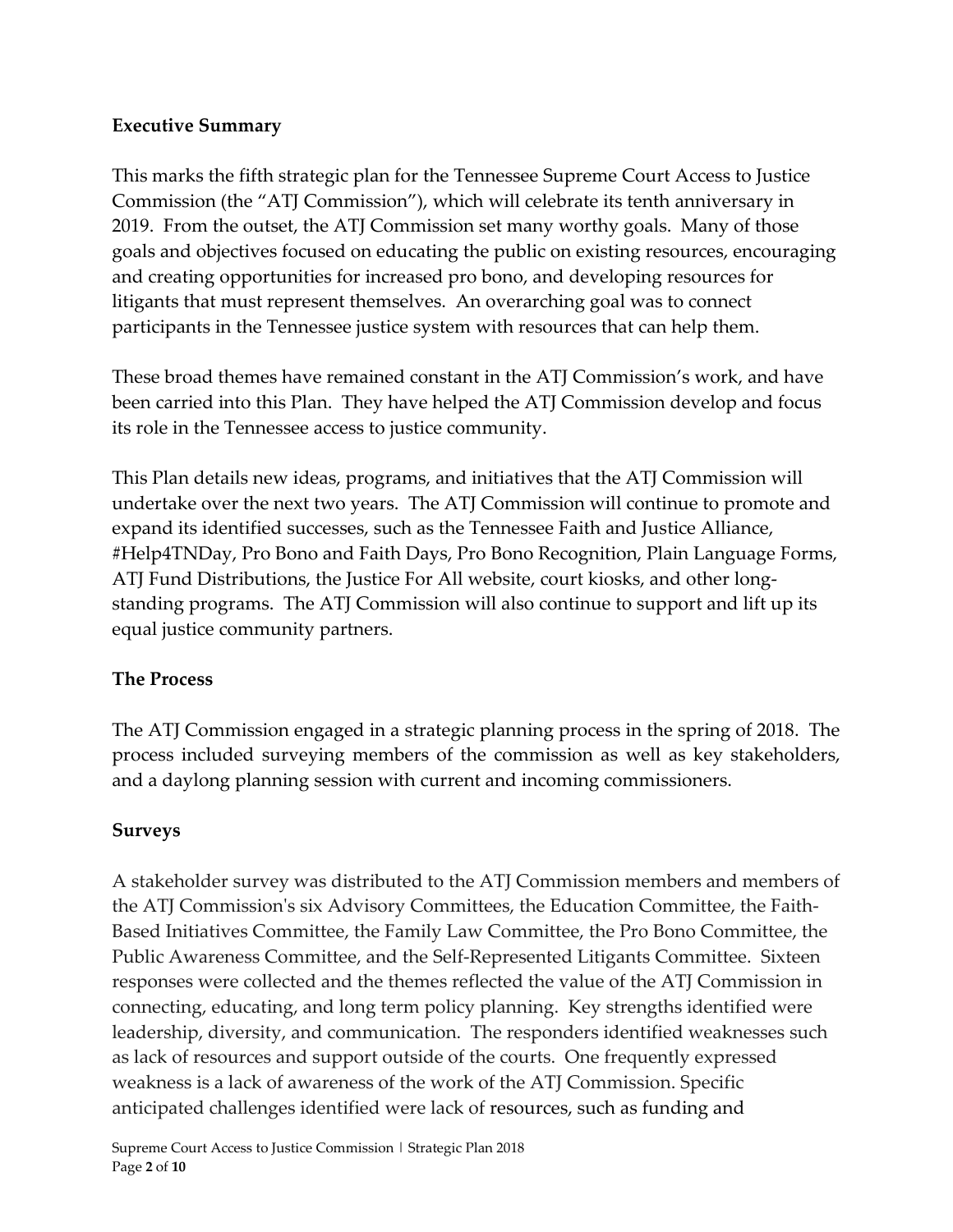**Executive Summary**

This marks the fifth strategic plan for the Tennessee Supreme Court Access to Justice Commission (the "ATJ Commission"), which will celebrate its tenth anniversary in 2019. From the outset, the ATJ Commission set many worthy goals. Many of those goals and objectives focused on educating the public on existing resources, encouraging and creating opportunities for increased pro bono, and developing resources for litigants that must represent themselves. An overarching goal was to connect participants in the Tennessee justice system with resources that can help them.

These broad themes have remained constant in the ATJ Commission's work, and have been carried into this Plan. They have helped the ATJ Commission develop and focus its role in the Tennessee access to justice community.

This Plan details new ideas, programs, and initiatives that the ATJ Commission will undertake over the next two years. The ATJ Commission will continue to promote and expand its identified successes, such as the Tennessee Faith and Justice Alliance, #Help4TNDay, Pro Bono and Faith Days, Pro Bono Recognition, Plain Language Forms, ATJ Fund Distributions, the Justice For All website, court kiosks, and other long-standing programs. The ATJ Commission will also continue to support and lift up its equal justice community partners.

**The Process**

The ATJ Commission engaged in a strategic planning process in the spring of 2018. The process included surveying members of the commission as well as key stakeholders, and a daylong planning session with current and incoming commissioners.

**Surveys**

A stakeholder survey was distributed to the ATJ Commission members and members of the ATJ Commission's six Advisory Committees, the Education Committee, the Faith-Based Initiatives Committee, the Family Law Committee, the Pro Bono Committee, the Public Awareness Committee, and the Self-Represented Litigants Committee. Sixteen responses were collected and the themes reflected the value of the ATJ Commission in connecting, educating, and long term policy planning. Key strengths identified were leadership, diversity, and communication. The responders identified weaknesses such as lack of resources and support outside of the courts. One frequently expressed weakness is a lack of awareness of the work of the ATJ Commission. Specific anticipated challenges identified were lack of resources, such as funding and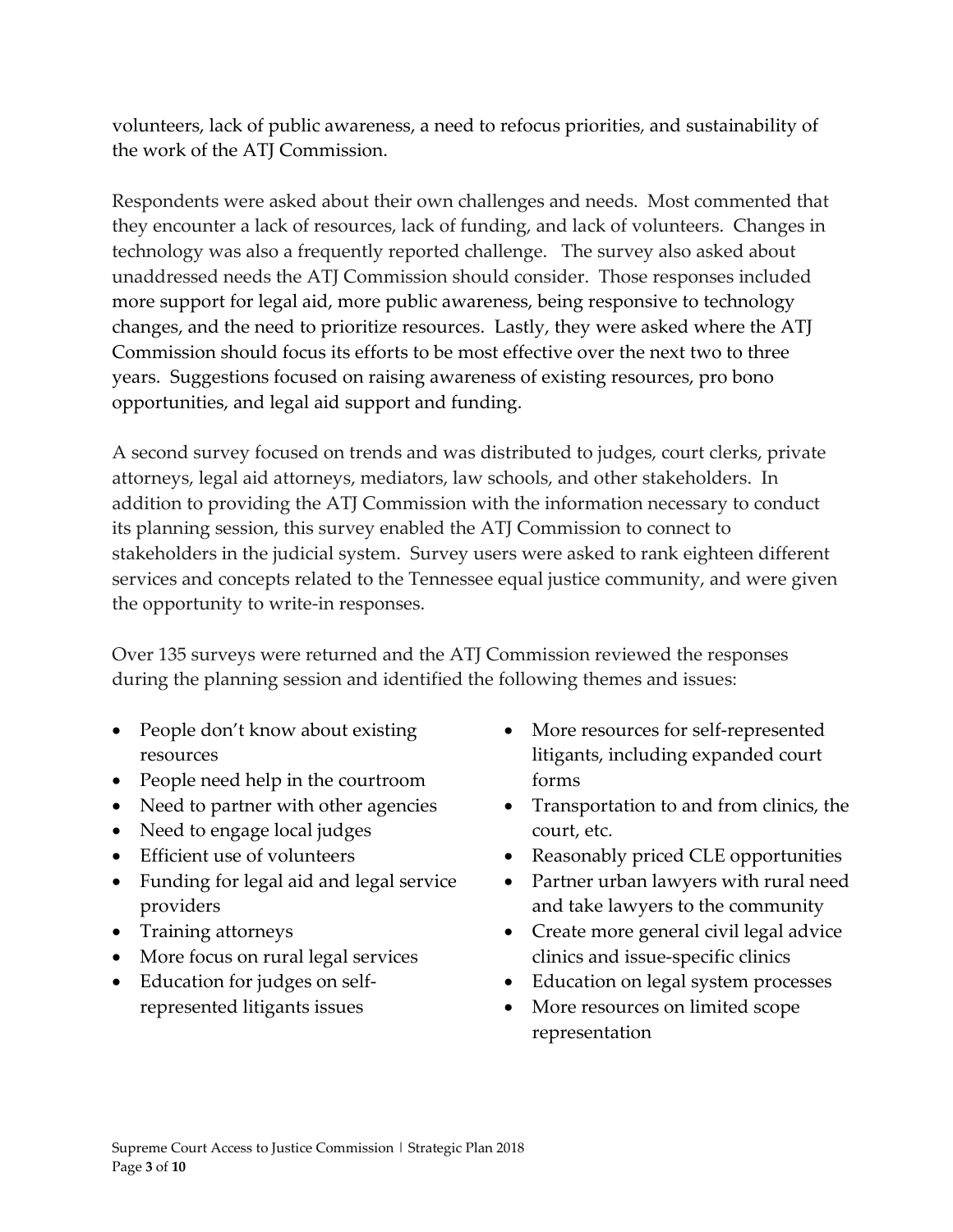volunteers, lack of public awareness, a need to refocus priorities, and sustainability of the work of the ATJ Commission.

Respondents were asked about their own challenges and needs. Most commented that they encounter a lack of resources, lack of funding, and lack of volunteers. Changes in technology was also a frequently reported challenge. The survey also asked about unaddressed needs the ATJ Commission should consider. Those responses included more support for legal aid, more public awareness, being responsive to technology changes, and the need to prioritize resources. Lastly, they were asked where the ATJ Commission should focus its efforts to be most effective over the next two to three years. Suggestions focused on raising awareness of existing resources, pro bono opportunities, and legal aid support and funding.

A second survey focused on trends and was distributed to judges, court clerks, private attorneys, legal aid attorneys, mediators, law schools, and other stakeholders. In addition to providing the ATJ Commission with the information necessary to conduct its planning session, this survey enabled the ATJ Commission to connect to stakeholders in the judicial system. Survey users were asked to rank eighteen different services and concepts related to the Tennessee equal justice community, and were given the opportunity to write-in responses.

Over 135 surveys were returned and the ATJ Commission reviewed the responses during the planning session and identified the following themes and issues:

- People don't know about existing resources
- People need help in the courtroom
- Need to partner with other agencies
- Need to engage local judges
- Efficient use of volunteers
- Funding for legal aid and legal service providers
- Training attorneys
- More focus on rural legal services
- Education for judges on self-represented litigants issues
- More resources for self-represented litigants, including expanded court forms
- Transportation to and from clinics, the court, etc.
- Reasonably priced CLE opportunities
- Partner urban lawyers with rural need and take lawyers to the community
- Create more general civil legal advice clinics and issue-specific clinics
- Education on legal system processes
- More resources on limited scope representation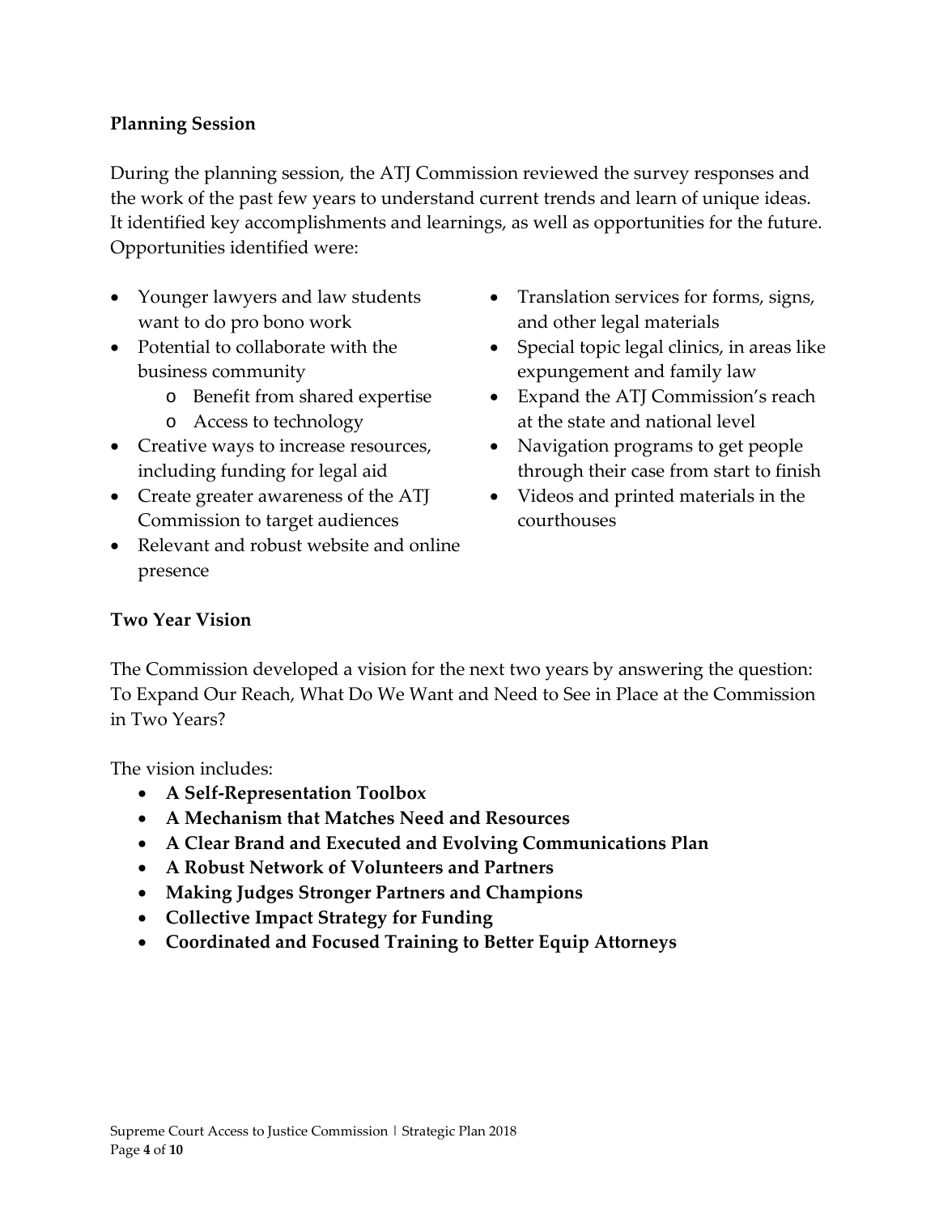### Planning Session

During the planning session, the ATJ Commission reviewed the survey responses and the work of the past few years to understand current trends and learn of unique ideas. It identified key accomplishments and learnings, as well as opportunities for the future. Opportunities identified were:

- Younger lawyers and law students want to do pro bono work
- Potential to collaborate with the business community
  - Benefit from shared expertise
  - Access to technology
- Creative ways to increase resources, including funding for legal aid
- Create greater awareness of the ATJ Commission to target audiences
- Relevant and robust website and online presence
- Translation services for forms, signs, and other legal materials
- Special topic legal clinics, in areas like expungement and family law
- Expand the ATJ Commission's reach at the state and national level
- Navigation programs to get people through their case from start to finish
- Videos and printed materials in the courthouses

### Two Year Vision

The Commission developed a vision for the next two years by answering the question: To Expand Our Reach, What Do We Want and Need to See in Place at the Commission in Two Years?

The vision includes:

- **A Self-Representation Toolbox**
- **A Mechanism that Matches Need and Resources**
- **A Clear Brand and Executed and Evolving Communications Plan**
- **A Robust Network of Volunteers and Partners**
- **Making Judges Stronger Partners and Champions**
- **Collective Impact Strategy for Funding**
- **Coordinated and Focused Training to Better Equip Attorneys**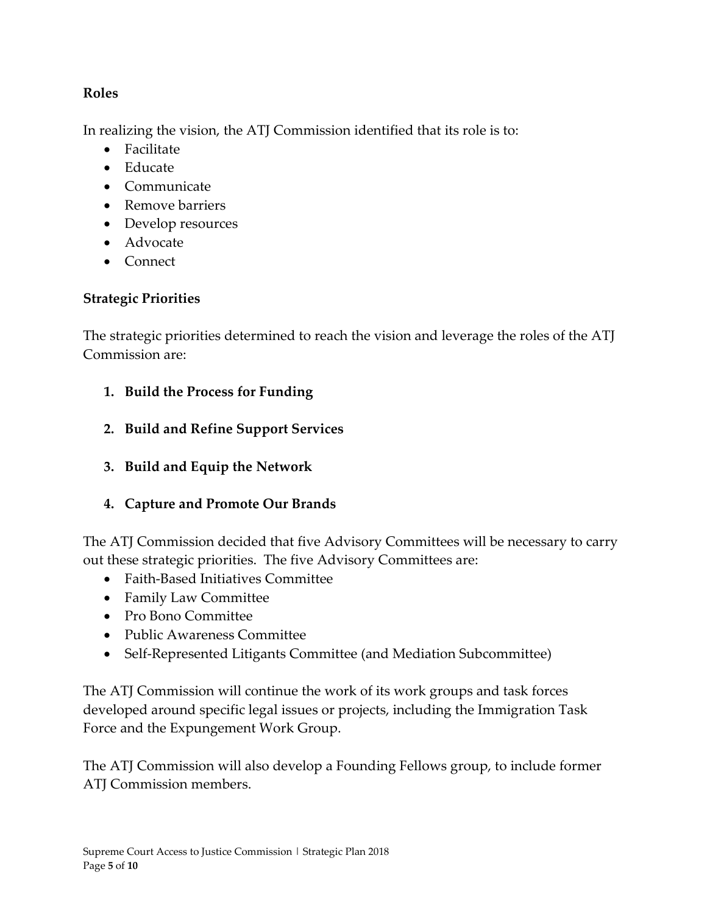**Roles**

In realizing the vision, the ATJ Commission identified that its role is to:

- Facilitate
- Educate
- Communicate
- Remove barriers
- Develop resources
- Advocate
- Connect

**Strategic Priorities**

The strategic priorities determined to reach the vision and leverage the roles of the ATJ Commission are:

1. **Build the Process for Funding**

2. **Build and Refine Support Services**

3. **Build and Equip the Network**

4. **Capture and Promote Our Brands**

The ATJ Commission decided that five Advisory Committees will be necessary to carry out these strategic priorities. The five Advisory Committees are:

- Faith-Based Initiatives Committee
- Family Law Committee
- Pro Bono Committee
- Public Awareness Committee
- Self-Represented Litigants Committee (and Mediation Subcommittee)

The ATJ Commission will continue the work of its work groups and task forces developed around specific legal issues or projects, including the Immigration Task Force and the Expungement Work Group.

The ATJ Commission will also develop a Founding Fellows group, to include former ATJ Commission members.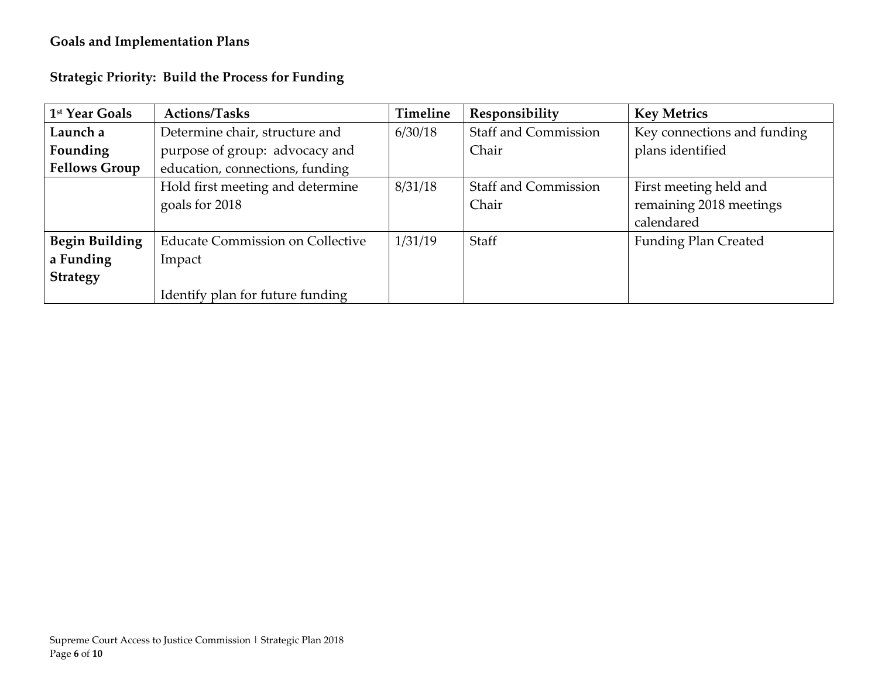**Goals and Implementation Plans**

**Strategic Priority: Build the Process for Funding**

| 1st Year Goals | Actions/Tasks | Timeline | Responsibility | Key Metrics |
|---|---|---|---|---|
| **Launch a Founding Fellows Group** | Determine chair, structure and purpose of group: advocacy and education, connections, funding | 6/30/18 | Staff and Commission Chair | Key connections and funding plans identified |
| | Hold first meeting and determine goals for 2018 | 8/31/18 | Staff and Commission Chair | First meeting held and remaining 2018 meetings calendared |
| **Begin Building a Funding Strategy** | Educate Commission on Collective Impact<br><br>Identify plan for future funding | 1/31/19 | Staff | Funding Plan Created |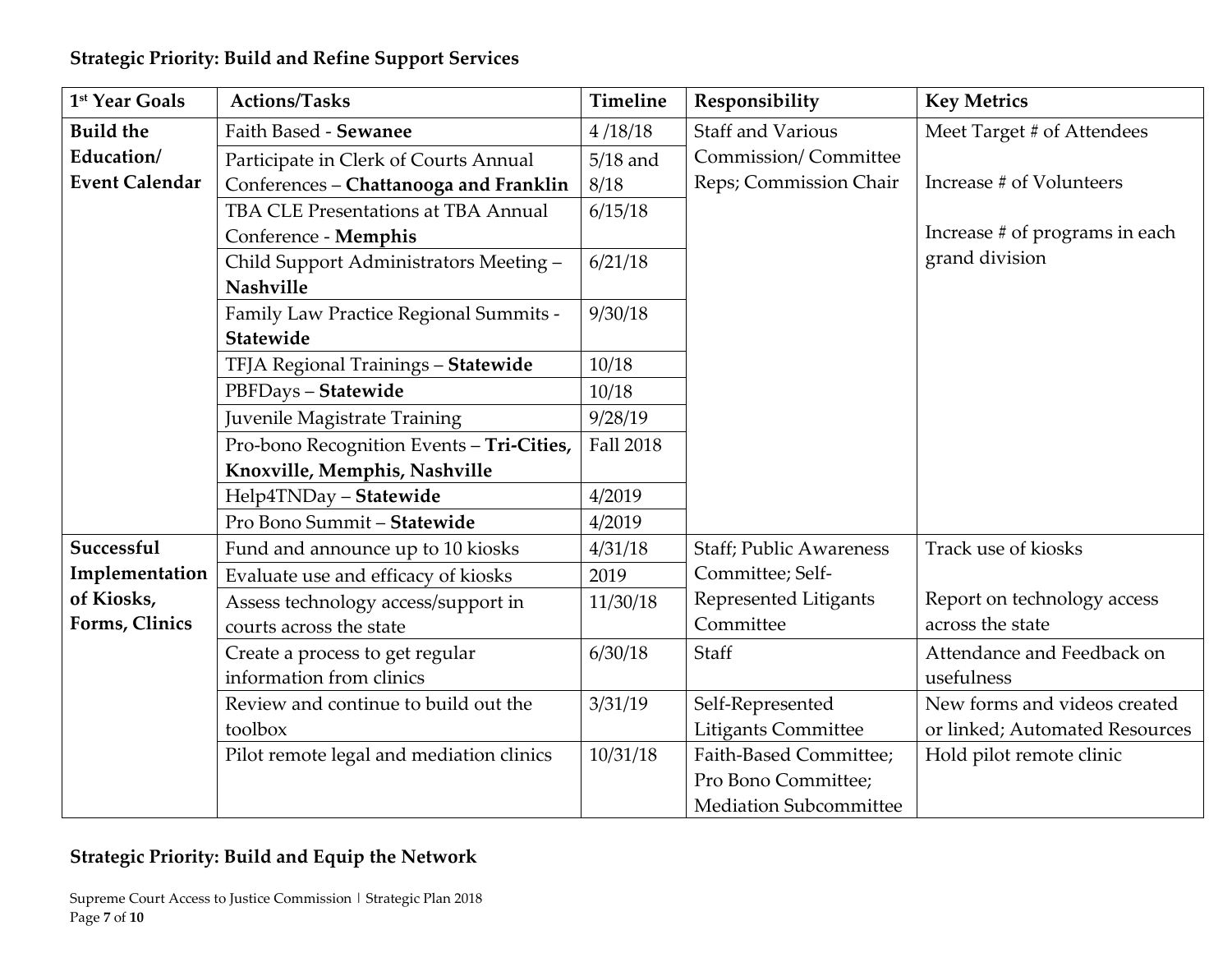**Strategic Priority: Build and Refine Support Services**

| 1st Year Goals | Actions/Tasks | Timeline | Responsibility | Key Metrics |
|---|---|---|---|---|
| **Build the Education/ Event Calendar** | Faith Based - **Sewanee** | 4 /18/18 | Staff and Various Commission/ Committee Reps; Commission Chair | Meet Target # of Attendees<br><br>Increase # of Volunteers<br><br>Increase # of programs in each grand division |
| | Participate in Clerk of Courts Annual Conferences – **Chattanooga and Franklin** | 5/18 and 8/18 | | |
| | TBA CLE Presentations at TBA Annual Conference - **Memphis** | 6/15/18 | | |
| | Child Support Administrators Meeting – **Nashville** | 6/21/18 | | |
| | Family Law Practice Regional Summits - **Statewide** | 9/30/18 | | |
| | TFJA Regional Trainings – **Statewide** | 10/18 | | |
| | PBFDays – **Statewide** | 10/18 | | |
| | Juvenile Magistrate Training | 9/28/19 | | |
| | Pro-bono Recognition Events – **Tri-Cities, Knoxville, Memphis, Nashville** | Fall 2018 | | |
| | Help4TNDay – **Statewide** | 4/2019 | | |
| | Pro Bono Summit – **Statewide** | 4/2019 | | |
| **Successful Implementation of Kiosks, Forms, Clinics** | Fund and announce up to 10 kiosks | 4/31/18 | Staff; Public Awareness Committee; Self-Represented Litigants Committee | Track use of kiosks<br><br>Report on technology access across the state |
| | Evaluate use and efficacy of kiosks | 2019 | | |
| | Assess technology access/support in courts across the state | 11/30/18 | | |
| | Create a process to get regular information from clinics | 6/30/18 | Staff | Attendance and Feedback on usefulness |
| | Review and continue to build out the toolbox | 3/31/19 | Self-Represented Litigants Committee | New forms and videos created or linked; Automated Resources |
| | Pilot remote legal and mediation clinics | 10/31/18 | Faith-Based Committee; Pro Bono Committee; Mediation Subcommittee | Hold pilot remote clinic |

**Strategic Priority: Build and Equip the Network**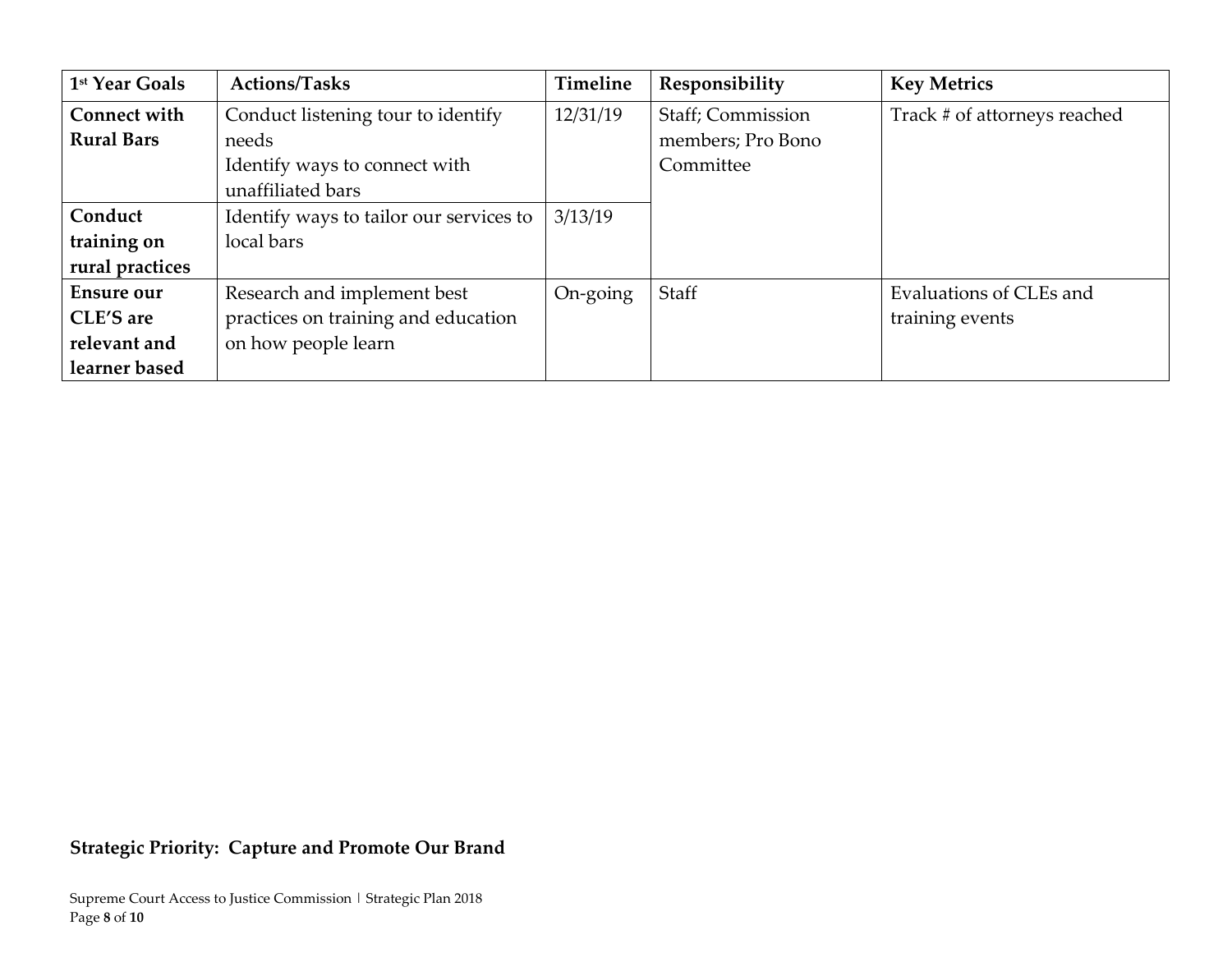| 1st Year Goals | Actions/Tasks | Timeline | Responsibility | Key Metrics |
|---|---|---|---|---|
| **Connect with Rural Bars** | Conduct listening tour to identify needs<br>Identify ways to connect with unaffiliated bars | 12/31/19 | Staff; Commission members; Pro Bono Committee | Track # of attorneys reached |
| **Conduct training on rural practices** | Identify ways to tailor our services to local bars | 3/13/19 | | |
| **Ensure our CLE'S are relevant and learner based** | Research and implement best practices on training and education on how people learn | On-going | Staff | Evaluations of CLEs and training events |

**Strategic Priority: Capture and Promote Our Brand**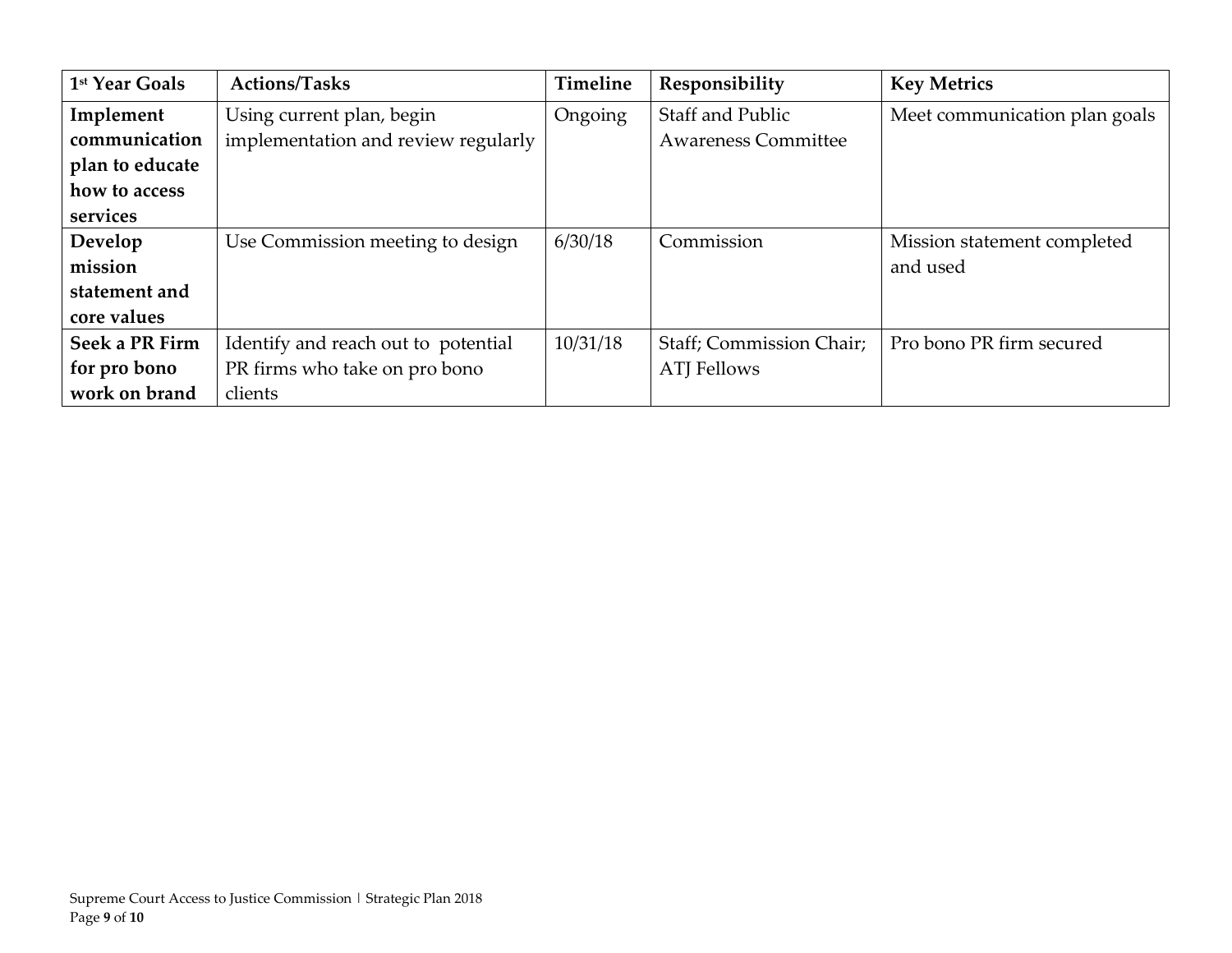| 1st Year Goals | Actions/Tasks | Timeline | Responsibility | Key Metrics |
|---|---|---|---|---|
| **Implement communication plan to educate how to access services** | Using current plan, begin implementation and review regularly | Ongoing | Staff and Public Awareness Committee | Meet communication plan goals |
| **Develop mission statement and core values** | Use Commission meeting to design | 6/30/18 | Commission | Mission statement completed and used |
| **Seek a PR Firm for pro bono work on brand** | Identify and reach out to potential PR firms who take on pro bono clients | 10/31/18 | Staff; Commission Chair; ATJ Fellows | Pro bono PR firm secured |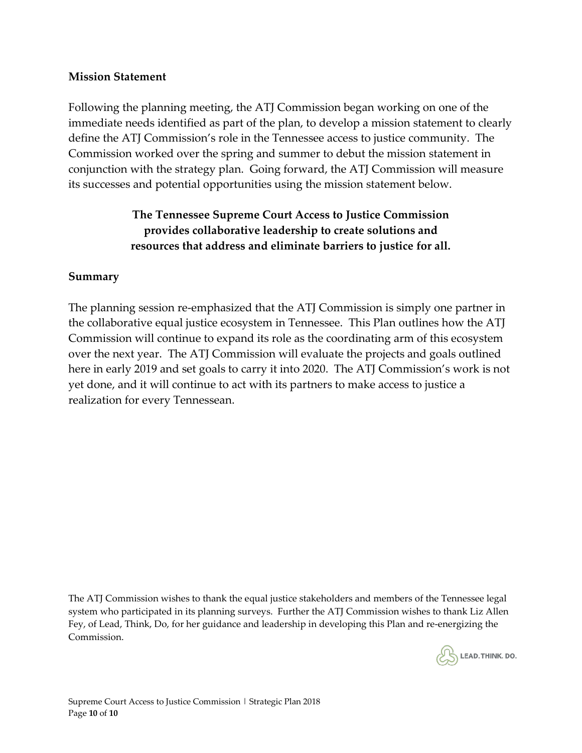**Mission Statement**

Following the planning meeting, the ATJ Commission began working on one of the immediate needs identified as part of the plan, to develop a mission statement to clearly define the ATJ Commission's role in the Tennessee access to justice community. The Commission worked over the spring and summer to debut the mission statement in conjunction with the strategy plan. Going forward, the ATJ Commission will measure its successes and potential opportunities using the mission statement below.

**The Tennessee Supreme Court Access to Justice Commission provides collaborative leadership to create solutions and resources that address and eliminate barriers to justice for all.**

**Summary**

The planning session re-emphasized that the ATJ Commission is simply one partner in the collaborative equal justice ecosystem in Tennessee. This Plan outlines how the ATJ Commission will continue to expand its role as the coordinating arm of this ecosystem over the next year. The ATJ Commission will evaluate the projects and goals outlined here in early 2019 and set goals to carry it into 2020. The ATJ Commission's work is not yet done, and it will continue to act with its partners to make access to justice a realization for every Tennessean.

The ATJ Commission wishes to thank the equal justice stakeholders and members of the Tennessee legal system who participated in its planning surveys. Further the ATJ Commission wishes to thank Liz Allen Fey, of Lead, Think, Do, for her guidance and leadership in developing this Plan and re-energizing the Commission.

LEAD. THINK. DO.